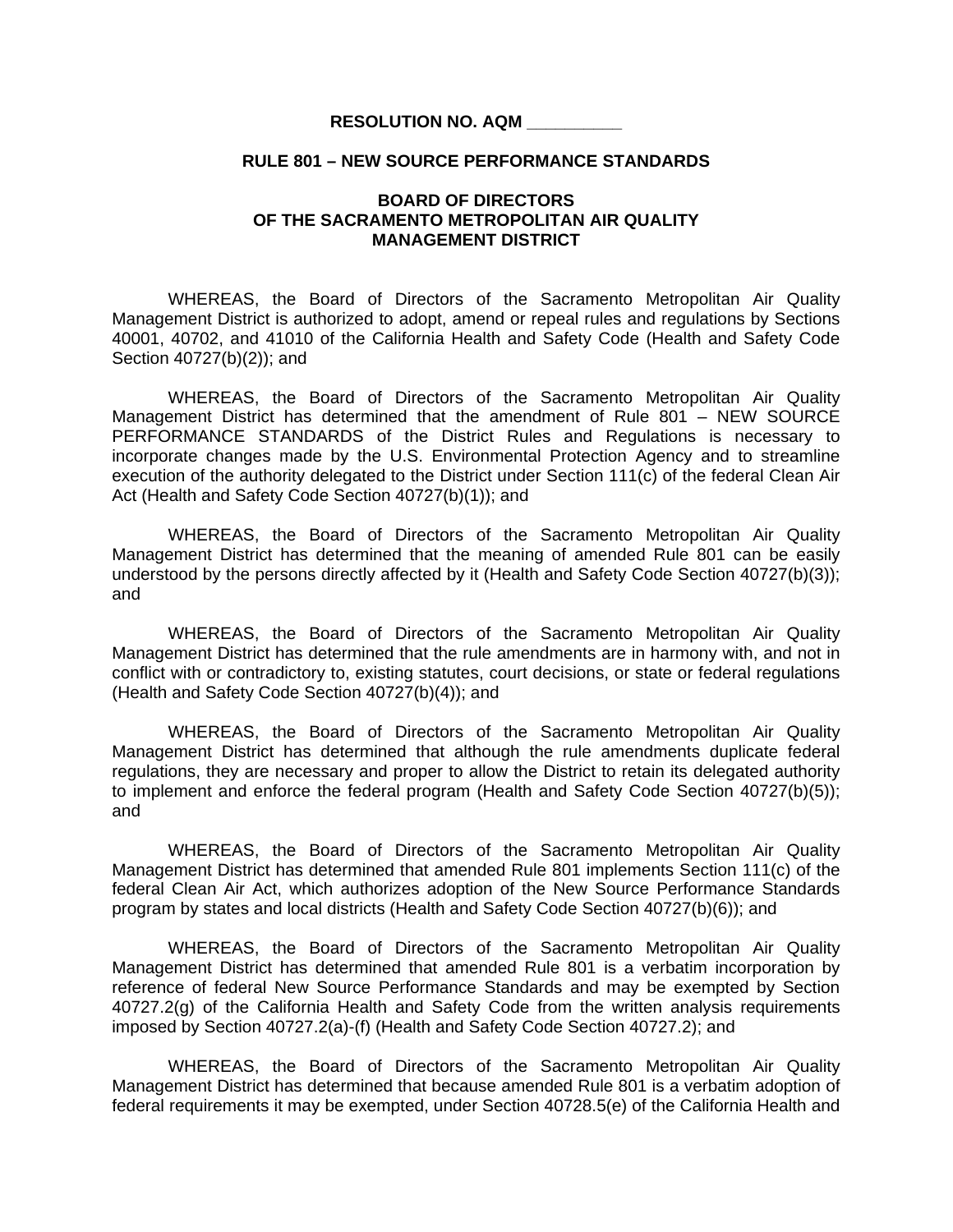**RESOLUTION NO. AQM __________**

**RULE 801 – NEW SOURCE PERFORMANCE STANDARDS**

**BOARD OF DIRECTORS**
**OF THE SACRAMENTO METROPOLITAN AIR QUALITY MANAGEMENT DISTRICT**

WHEREAS, the Board of Directors of the Sacramento Metropolitan Air Quality Management District is authorized to adopt, amend or repeal rules and regulations by Sections 40001, 40702, and 41010 of the California Health and Safety Code (Health and Safety Code Section 40727(b)(2)); and

WHEREAS, the Board of Directors of the Sacramento Metropolitan Air Quality Management District has determined that the amendment of Rule 801 – NEW SOURCE PERFORMANCE STANDARDS of the District Rules and Regulations is necessary to incorporate changes made by the U.S. Environmental Protection Agency and to streamline execution of the authority delegated to the District under Section 111(c) of the federal Clean Air Act (Health and Safety Code Section 40727(b)(1)); and

WHEREAS, the Board of Directors of the Sacramento Metropolitan Air Quality Management District has determined that the meaning of amended Rule 801 can be easily understood by the persons directly affected by it (Health and Safety Code Section 40727(b)(3)); and

WHEREAS, the Board of Directors of the Sacramento Metropolitan Air Quality Management District has determined that the rule amendments are in harmony with, and not in conflict with or contradictory to, existing statutes, court decisions, or state or federal regulations (Health and Safety Code Section 40727(b)(4)); and

WHEREAS, the Board of Directors of the Sacramento Metropolitan Air Quality Management District has determined that although the rule amendments duplicate federal regulations, they are necessary and proper to allow the District to retain its delegated authority to implement and enforce the federal program (Health and Safety Code Section 40727(b)(5)); and

WHEREAS, the Board of Directors of the Sacramento Metropolitan Air Quality Management District has determined that amended Rule 801 implements Section 111(c) of the federal Clean Air Act, which authorizes adoption of the New Source Performance Standards program by states and local districts (Health and Safety Code Section 40727(b)(6)); and

WHEREAS, the Board of Directors of the Sacramento Metropolitan Air Quality Management District has determined that amended Rule 801 is a verbatim incorporation by reference of federal New Source Performance Standards and may be exempted by Section 40727.2(g) of the California Health and Safety Code from the written analysis requirements imposed by Section 40727.2(a)-(f) (Health and Safety Code Section 40727.2); and

WHEREAS, the Board of Directors of the Sacramento Metropolitan Air Quality Management District has determined that because amended Rule 801 is a verbatim adoption of federal requirements it may be exempted, under Section 40728.5(e) of the California Health and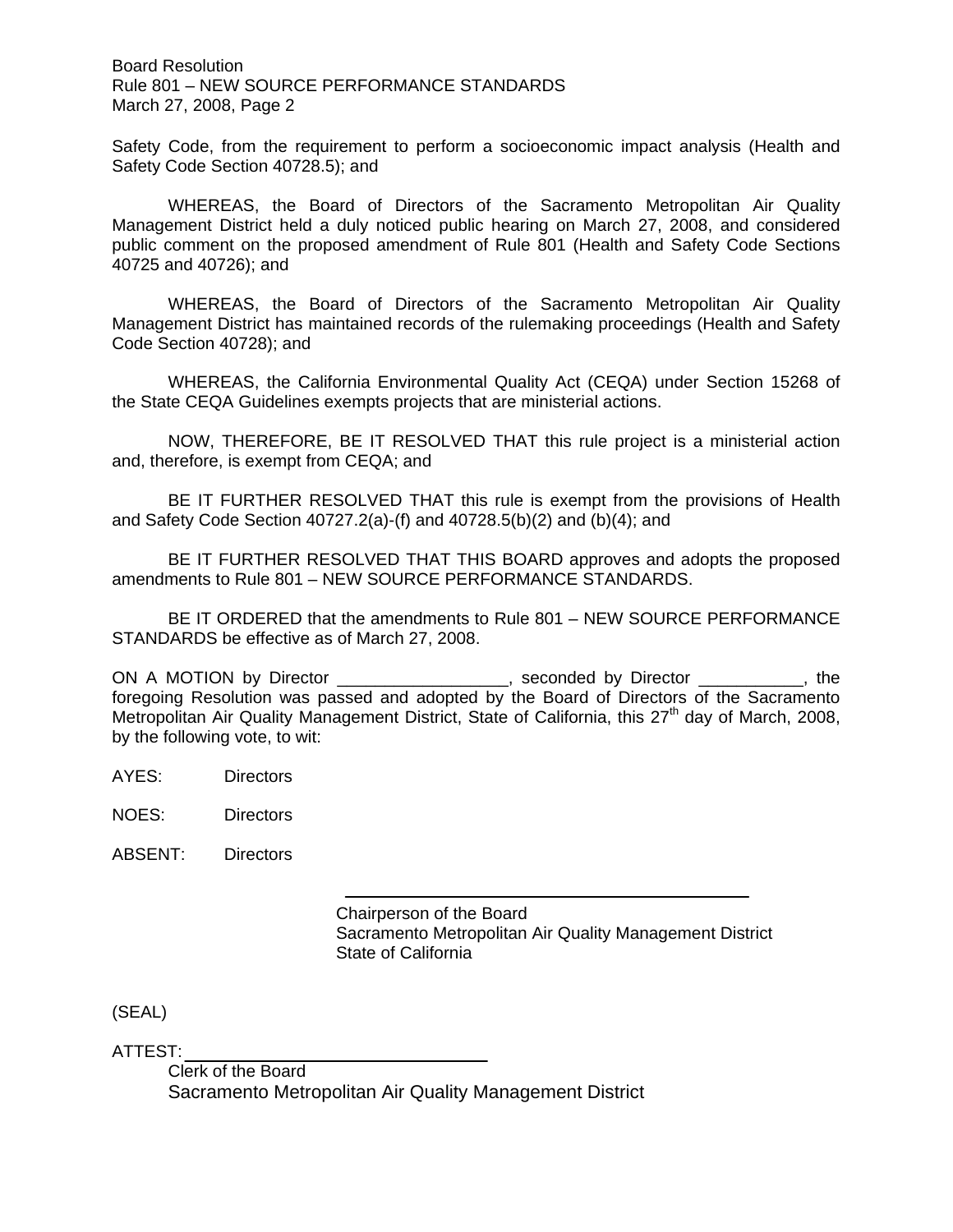Safety Code, from the requirement to perform a socioeconomic impact analysis (Health and Safety Code Section 40728.5); and

WHEREAS, the Board of Directors of the Sacramento Metropolitan Air Quality Management District held a duly noticed public hearing on March 27, 2008, and considered public comment on the proposed amendment of Rule 801 (Health and Safety Code Sections 40725 and 40726); and

WHEREAS, the Board of Directors of the Sacramento Metropolitan Air Quality Management District has maintained records of the rulemaking proceedings (Health and Safety Code Section 40728); and

WHEREAS, the California Environmental Quality Act (CEQA) under Section 15268 of the State CEQA Guidelines exempts projects that are ministerial actions.

NOW, THEREFORE, BE IT RESOLVED THAT this rule project is a ministerial action and, therefore, is exempt from CEQA; and

BE IT FURTHER RESOLVED THAT this rule is exempt from the provisions of Health and Safety Code Section 40727.2(a)-(f) and 40728.5(b)(2) and (b)(4); and

BE IT FURTHER RESOLVED THAT THIS BOARD approves and adopts the proposed amendments to Rule 801 – NEW SOURCE PERFORMANCE STANDARDS.

BE IT ORDERED that the amendments to Rule 801 – NEW SOURCE PERFORMANCE STANDARDS be effective as of March 27, 2008.

ON A MOTION by Director __________________, seconded by Director ___________, the foregoing Resolution was passed and adopted by the Board of Directors of the Sacramento Metropolitan Air Quality Management District, State of California, this 27th day of March, 2008, by the following vote, to wit:

AYES: Directors

NOES: Directors

ABSENT: Directors

\_\_\_\_\_\_\_\_\_\_\_\_\_\_\_\_\_\_\_\_\_\_\_\_\_\_\_\_\_\_\_\_\_\_\_\_\_\_\_\_
Chairperson of the Board
Sacramento Metropolitan Air Quality Management District
State of California

(SEAL)

ATTEST: \_\_\_\_\_\_\_\_\_\_\_\_\_\_\_\_\_\_\_\_\_\_\_\_\_\_\_\_\_\_
Clerk of the Board
Sacramento Metropolitan Air Quality Management District